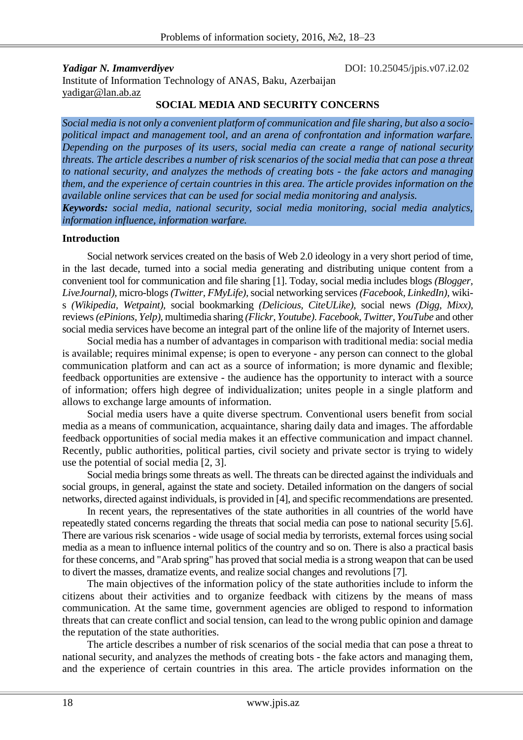***Yadigar N. Imamverdiyev*** DOI: 10.25045/jpis.v07.i2.02

Institute of Information Technology of ANAS, Baku, Azerbaijan

yadigar@lan.ab.az

# SOCIAL MEDIA AND SECURITY CONCERNS

*Social media is not only a convenient platform of communication and file sharing, but also a socio-political impact and management tool, and an arena of confrontation and information warfare. Depending on the purposes of its users, social media can create a range of national security threats. The article describes a number of risk scenarios of the social media that can pose a threat to national security, and analyzes the methods of creating bots - the fake actors and managing them, and the experience of certain countries in this area. The article provides information on the available online services that can be used for social media monitoring and analysis.*

***Keywords:*** *social media, national security, social media monitoring, social media analytics, information influence, information warfare.*

## Introduction

Social network services created on the basis of Web 2.0 ideology in a very short period of time, in the last decade, turned into a social media generating and distributing unique content from a convenient tool for communication and file sharing [1]. Today, social media includes blogs *(Blogger, LiveJournal)*, micro-blogs *(Twitter, FMyLife)*, social networking services *(Facebook, LinkedIn)*, wiki-s *(Wikipedia, Wetpaint)*, social bookmarking *(Delicious, CiteULike)*, social news *(Digg, Mixx)*, reviews *(ePinions, Yelp)*, multimedia sharing *(Flickr, Youtube)*. *Facebook, Twitter, YouTube* and other social media services have become an integral part of the online life of the majority of Internet users.

Social media has a number of advantages in comparison with traditional media: social media is available; requires minimal expense; is open to everyone - any person can connect to the global communication platform and can act as a source of information; is more dynamic and flexible; feedback opportunities are extensive - the audience has the opportunity to interact with a source of information; offers high degree of individualization; unites people in a single platform and allows to exchange large amounts of information.

Social media users have a quite diverse spectrum. Conventional users benefit from social media as a means of communication, acquaintance, sharing daily data and images. The affordable feedback opportunities of social media makes it an effective communication and impact channel. Recently, public authorities, political parties, civil society and private sector is trying to widely use the potential of social media [2, 3].

Social media brings some threats as well. The threats can be directed against the individuals and social groups, in general, against the state and society. Detailed information on the dangers of social networks, directed against individuals, is provided in [4], and specific recommendations are presented.

In recent years, the representatives of the state authorities in all countries of the world have repeatedly stated concerns regarding the threats that social media can pose to national security [5.6]. There are various risk scenarios - wide usage of social media by terrorists, external forces using social media as a mean to influence internal politics of the country and so on. There is also a practical basis for these concerns, and "Arab spring" has proved that social media is a strong weapon that can be used to divert the masses, dramatize events, and realize social changes and revolutions [7].

The main objectives of the information policy of the state authorities include to inform the citizens about their activities and to organize feedback with citizens by the means of mass communication. At the same time, government agencies are obliged to respond to information threats that can create conflict and social tension, can lead to the wrong public opinion and damage the reputation of the state authorities.

The article describes a number of risk scenarios of the social media that can pose a threat to national security, and analyzes the methods of creating bots - the fake actors and managing them, and the experience of certain countries in this area. The article provides information on the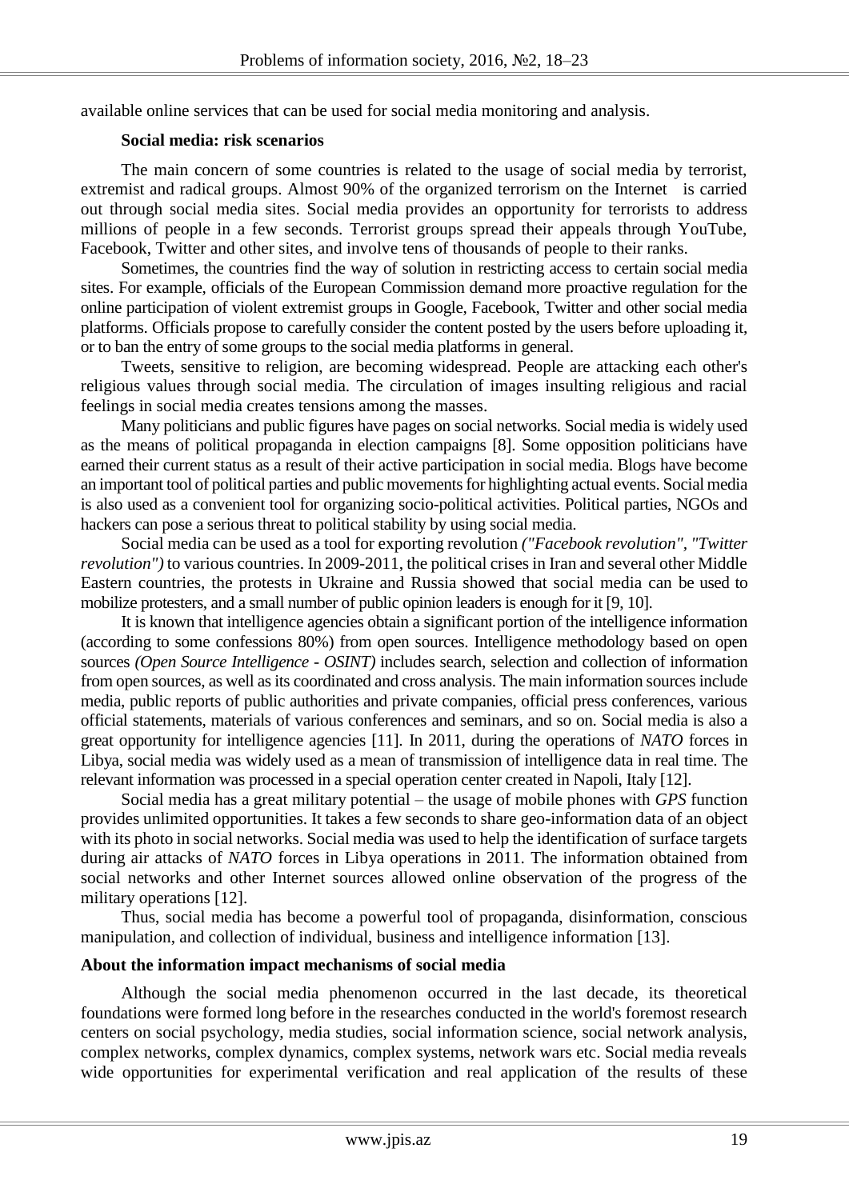available online services that can be used for social media monitoring and analysis.

**Social media: risk scenarios**

The main concern of some countries is related to the usage of social media by terrorist, extremist and radical groups. Almost 90% of the organized terrorism on the Internet is carried out through social media sites. Social media provides an opportunity for terrorists to address millions of people in a few seconds. Terrorist groups spread their appeals through YouTube, Facebook, Twitter and other sites, and involve tens of thousands of people to their ranks.

Sometimes, the countries find the way of solution in restricting access to certain social media sites. For example, officials of the European Commission demand more proactive regulation for the online participation of violent extremist groups in Google, Facebook, Twitter and other social media platforms. Officials propose to carefully consider the content posted by the users before uploading it, or to ban the entry of some groups to the social media platforms in general.

Tweets, sensitive to religion, are becoming widespread. People are attacking each other's religious values through social media. The circulation of images insulting religious and racial feelings in social media creates tensions among the masses.

Many politicians and public figures have pages on social networks. Social media is widely used as the means of political propaganda in election campaigns [8]. Some opposition politicians have earned their current status as a result of their active participation in social media. Blogs have become an important tool of political parties and public movements for highlighting actual events. Social media is also used as a convenient tool for organizing socio-political activities. Political parties, NGOs and hackers can pose a serious threat to political stability by using social media.

Social media can be used as a tool for exporting revolution *("Facebook revolution", "Twitter revolution")* to various countries. In 2009-2011, the political crises in Iran and several other Middle Eastern countries, the protests in Ukraine and Russia showed that social media can be used to mobilize protesters, and a small number of public opinion leaders is enough for it [9, 10].

It is known that intelligence agencies obtain a significant portion of the intelligence information (according to some confessions 80%) from open sources. Intelligence methodology based on open sources *(Open Source Intelligence - OSINT)* includes search, selection and collection of information from open sources, as well as its coordinated and cross analysis. The main information sources include media, public reports of public authorities and private companies, official press conferences, various official statements, materials of various conferences and seminars, and so on. Social media is also a great opportunity for intelligence agencies [11]. In 2011, during the operations of *NATO* forces in Libya, social media was widely used as a mean of transmission of intelligence data in real time. The relevant information was processed in a special operation center created in Napoli, Italy [12].

Social media has a great military potential – the usage of mobile phones with *GPS* function provides unlimited opportunities. It takes a few seconds to share geo-information data of an object with its photo in social networks. Social media was used to help the identification of surface targets during air attacks of *NATO* forces in Libya operations in 2011. The information obtained from social networks and other Internet sources allowed online observation of the progress of the military operations [12].

Thus, social media has become a powerful tool of propaganda, disinformation, conscious manipulation, and collection of individual, business and intelligence information [13].

**About the information impact mechanisms of social media**

Although the social media phenomenon occurred in the last decade, its theoretical foundations were formed long before in the researches conducted in the world's foremost research centers on social psychology, media studies, social information science, social network analysis, complex networks, complex dynamics, complex systems, network wars etc. Social media reveals wide opportunities for experimental verification and real application of the results of these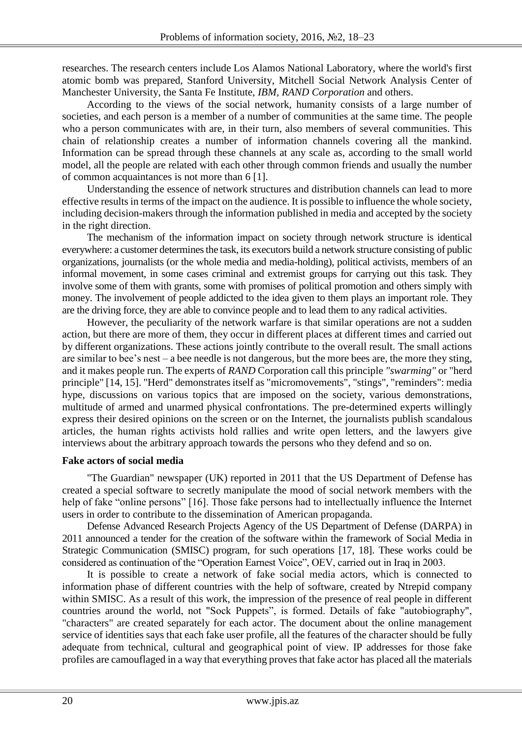researches. The research centers include Los Alamos National Laboratory, where the world's first atomic bomb was prepared, Stanford University, Mitchell Social Network Analysis Center of Manchester University, the Santa Fe Institute, *IBM, RAND Corporation* and others.

According to the views of the social network, humanity consists of a large number of societies, and each person is a member of a number of communities at the same time. The people who a person communicates with are, in their turn, also members of several communities. This chain of relationship creates a number of information channels covering all the mankind. Information can be spread through these channels at any scale as, according to the small world model, all the people are related with each other through common friends and usually the number of common acquaintances is not more than 6 [1].

Understanding the essence of network structures and distribution channels can lead to more effective results in terms of the impact on the audience. It is possible to influence the whole society, including decision-makers through the information published in media and accepted by the society in the right direction.

The mechanism of the information impact on society through network structure is identical everywhere: a customer determines the task, its executors build a network structure consisting of public organizations, journalists (or the whole media and media-holding), political activists, members of an informal movement, in some cases criminal and extremist groups for carrying out this task. They involve some of them with grants, some with promises of political promotion and others simply with money. The involvement of people addicted to the idea given to them plays an important role. They are the driving force, they are able to convince people and to lead them to any radical activities.

However, the peculiarity of the network warfare is that similar operations are not a sudden action, but there are more of them, they occur in different places at different times and carried out by different organizations. These actions jointly contribute to the overall result. The small actions are similar to bee's nest – a bee needle is not dangerous, but the more bees are, the more they sting, and it makes people run. The experts of *RAND* Corporation call this principle *"swarming"* or "herd principle" [14, 15]. "Herd" demonstrates itself as "micromovements", "stings", "reminders": media hype, discussions on various topics that are imposed on the society, various demonstrations, multitude of armed and unarmed physical confrontations. The pre-determined experts willingly express their desired opinions on the screen or on the Internet, the journalists publish scandalous articles, the human rights activists hold rallies and write open letters, and the lawyers give interviews about the arbitrary approach towards the persons who they defend and so on.

### Fake actors of social media

"The Guardian" newspaper (UK) reported in 2011 that the US Department of Defense has created a special software to secretly manipulate the mood of social network members with the help of fake "online persons" [16]. Those fake persons had to intellectually influence the Internet users in order to contribute to the dissemination of American propaganda.

Defense Advanced Research Projects Agency of the US Department of Defense (DARPA) in 2011 announced a tender for the creation of the software within the framework of Social Media in Strategic Communication (SMISC) program, for such operations [17, 18]. These works could be considered as continuation of the "Operation Earnest Voice", OEV, carried out in Iraq in 2003.

It is possible to create a network of fake social media actors, which is connected to information phase of different countries with the help of software, created by Ntrepid company within SMISC. As a result of this work, the impression of the presence of real people in different countries around the world, not "Sock Puppets", is formed. Details of fake "autobiography", "characters" are created separately for each actor. The document about the online management service of identities says that each fake user profile, all the features of the character should be fully adequate from technical, cultural and geographical point of view. IP addresses for those fake profiles are camouflaged in a way that everything proves that fake actor has placed all the materials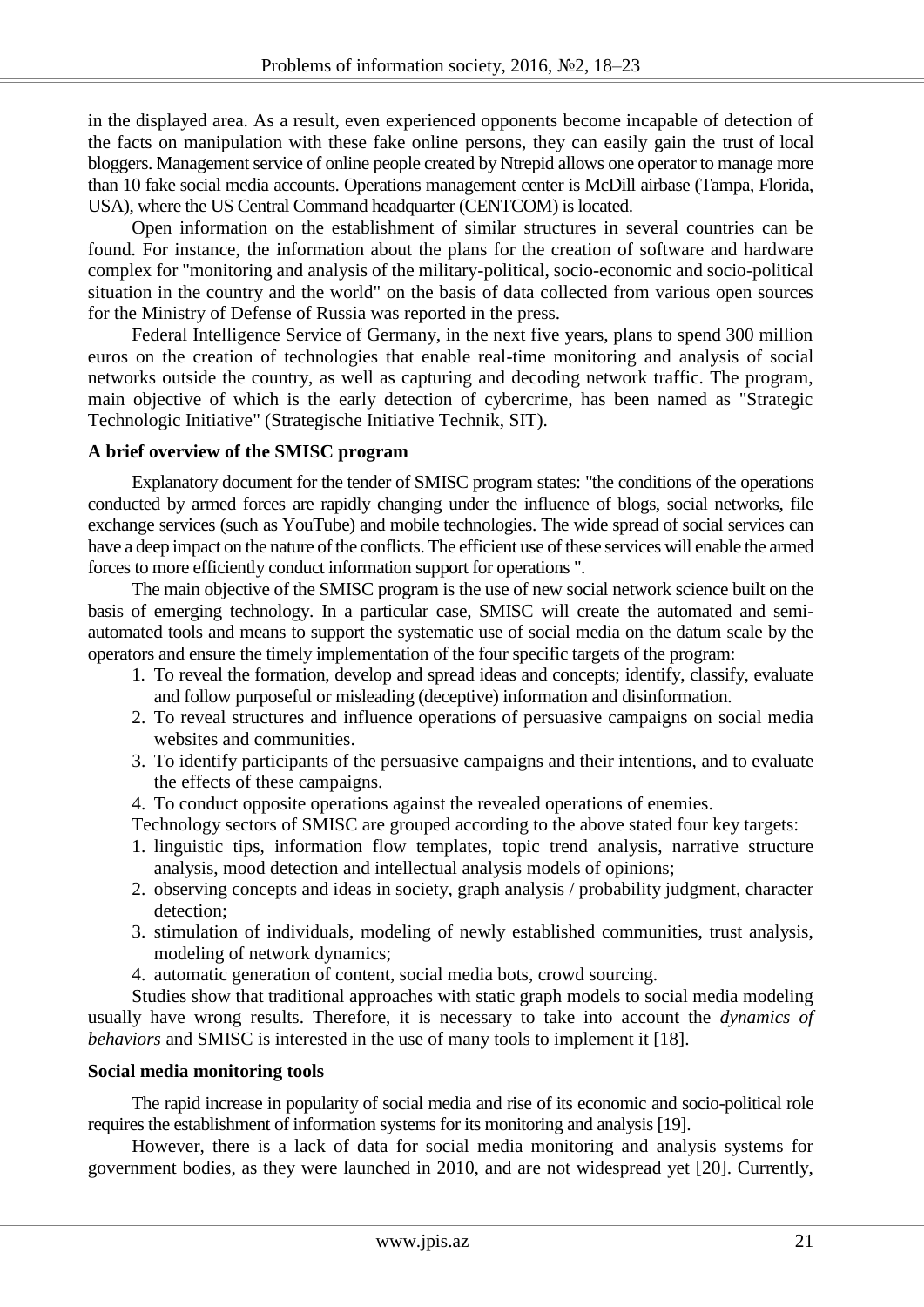in the displayed area. As a result, even experienced opponents become incapable of detection of the facts on manipulation with these fake online persons, they can easily gain the trust of local bloggers. Management service of online people created by Ntrepid allows one operator to manage more than 10 fake social media accounts. Operations management center is McDill airbase (Tampa, Florida, USA), where the US Central Command headquarter (CENTCOM) is located.

Open information on the establishment of similar structures in several countries can be found. For instance, the information about the plans for the creation of software and hardware complex for "monitoring and analysis of the military-political, socio-economic and socio-political situation in the country and the world" on the basis of data collected from various open sources for the Ministry of Defense of Russia was reported in the press.

Federal Intelligence Service of Germany, in the next five years, plans to spend 300 million euros on the creation of technologies that enable real-time monitoring and analysis of social networks outside the country, as well as capturing and decoding network traffic. The program, main objective of which is the early detection of cybercrime, has been named as "Strategic Technologic Initiative" (Strategische Initiative Technik, SIT).

**A brief overview of the SMISC program**

Explanatory document for the tender of SMISC program states: "the conditions of the operations conducted by armed forces are rapidly changing under the influence of blogs, social networks, file exchange services (such as YouTube) and mobile technologies. The wide spread of social services can have a deep impact on the nature of the conflicts. The efficient use of these services will enable the armed forces to more efficiently conduct information support for operations ".

The main objective of the SMISC program is the use of new social network science built on the basis of emerging technology. In a particular case, SMISC will create the automated and semi-automated tools and means to support the systematic use of social media on the datum scale by the operators and ensure the timely implementation of the four specific targets of the program:

1. To reveal the formation, develop and spread ideas and concepts; identify, classify, evaluate and follow purposeful or misleading (deceptive) information and disinformation.
2. To reveal structures and influence operations of persuasive campaigns on social media websites and communities.
3. To identify participants of the persuasive campaigns and their intentions, and to evaluate the effects of these campaigns.
4. To conduct opposite operations against the revealed operations of enemies.

Technology sectors of SMISC are grouped according to the above stated four key targets:

1. linguistic tips, information flow templates, topic trend analysis, narrative structure analysis, mood detection and intellectual analysis models of opinions;
2. observing concepts and ideas in society, graph analysis / probability judgment, character detection;
3. stimulation of individuals, modeling of newly established communities, trust analysis, modeling of network dynamics;
4. automatic generation of content, social media bots, crowd sourcing.

Studies show that traditional approaches with static graph models to social media modeling usually have wrong results. Therefore, it is necessary to take into account the *dynamics of behaviors* and SMISC is interested in the use of many tools to implement it [18].

**Social media monitoring tools**

The rapid increase in popularity of social media and rise of its economic and socio-political role requires the establishment of information systems for its monitoring and analysis [19].

However, there is a lack of data for social media monitoring and analysis systems for government bodies, as they were launched in 2010, and are not widespread yet [20]. Currently,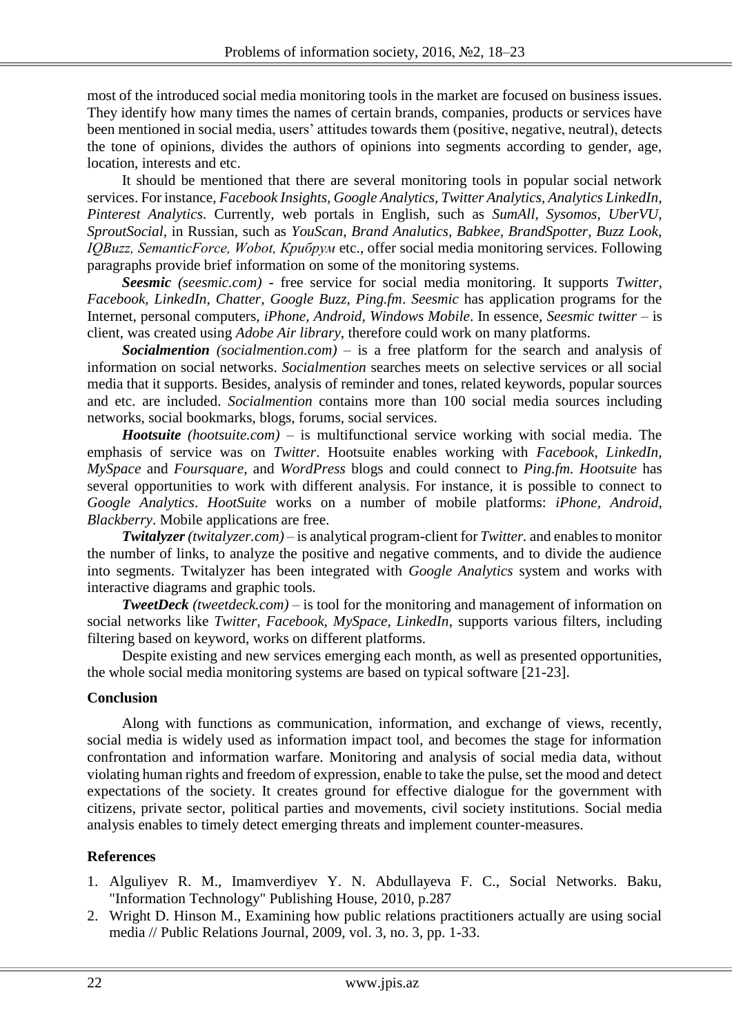most of the introduced social media monitoring tools in the market are focused on business issues. They identify how many times the names of certain brands, companies, products or services have been mentioned in social media, users' attitudes towards them (positive, negative, neutral), detects the tone of opinions, divides the authors of opinions into segments according to gender, age, location, interests and etc.

It should be mentioned that there are several monitoring tools in popular social network services. For instance, *Facebook Insights, Google Analytics, Twitter Analytics, Analytics LinkedIn, Pinterest Analytics*. Currently, web portals in English, such as *SumAll, Sysomos, UberVU, SproutSocial*, in Russian, such as *YouScan, Brand Analutics, Babkee, BrandSpotter, Buzz Look, IQBuzz, SemanticForce, Wobot, Крибрум* etc., offer social media monitoring services. Following paragraphs provide brief information on some of the monitoring systems.

***Seesmic*** *(seesmic.com)* - free service for social media monitoring. It supports *Twitter, Facebook, LinkedIn, Chatter, Google Buzz, Ping.fm*. *Seesmic* has application programs for the Internet, personal computers, *iPhone, Android, Windows Mobile*. In essence, *Seesmic twitter* – is client, was created using *Adobe Air library*, therefore could work on many platforms.

***Socialmention*** *(socialmention.com)* – is a free platform for the search and analysis of information on social networks. *Socialmention* searches meets on selective services or all social media that it supports. Besides, analysis of reminder and tones, related keywords, popular sources and etc. are included. *Socialmention* contains more than 100 social media sources including networks, social bookmarks, blogs, forums, social services.

***Hootsuite*** *(hootsuite.com)* – is multifunctional service working with social media. The emphasis of service was on *Twitter*. Hootsuite enables working with *Facebook, LinkedIn, MySpace* and *Foursquare*, and *WordPress* blogs and could connect to *Ping.fm*. *Hootsuite* has several opportunities to work with different analysis. For instance, it is possible to connect to *Google Analytics*. *HootSuite* works on a number of mobile platforms: *iPhone, Android, Blackberry*. Mobile applications are free.

***Twitalyzer*** *(twitalyzer.com)* – is analytical program-client for *Twitter.* and enables to monitor the number of links, to analyze the positive and negative comments, and to divide the audience into segments. Twitalyzer has been integrated with *Google Analytics* system and works with interactive diagrams and graphic tools.

***TweetDeck*** *(tweetdeck.com)* – is tool for the monitoring and management of information on social networks like *Twitter, Facebook, MySpace, LinkedIn*, supports various filters, including filtering based on keyword, works on different platforms.

Despite existing and new services emerging each month, as well as presented opportunities, the whole social media monitoring systems are based on typical software [21-23].

## Conclusion

Along with functions as communication, information, and exchange of views, recently, social media is widely used as information impact tool, and becomes the stage for information confrontation and information warfare. Monitoring and analysis of social media data, without violating human rights and freedom of expression, enable to take the pulse, set the mood and detect expectations of the society. It creates ground for effective dialogue for the government with citizens, private sector, political parties and movements, civil society institutions. Social media analysis enables to timely detect emerging threats and implement counter-measures.

## References

1. Alguliyev R. M., Imamverdiyev Y. N. Abdullayeva F. C., Social Networks. Baku, "Information Technology" Publishing House, 2010, p.287
2. Wright D. Hinson M., Examining how public relations practitioners actually are using social media // Public Relations Journal, 2009, vol. 3, no. 3, pp. 1-33.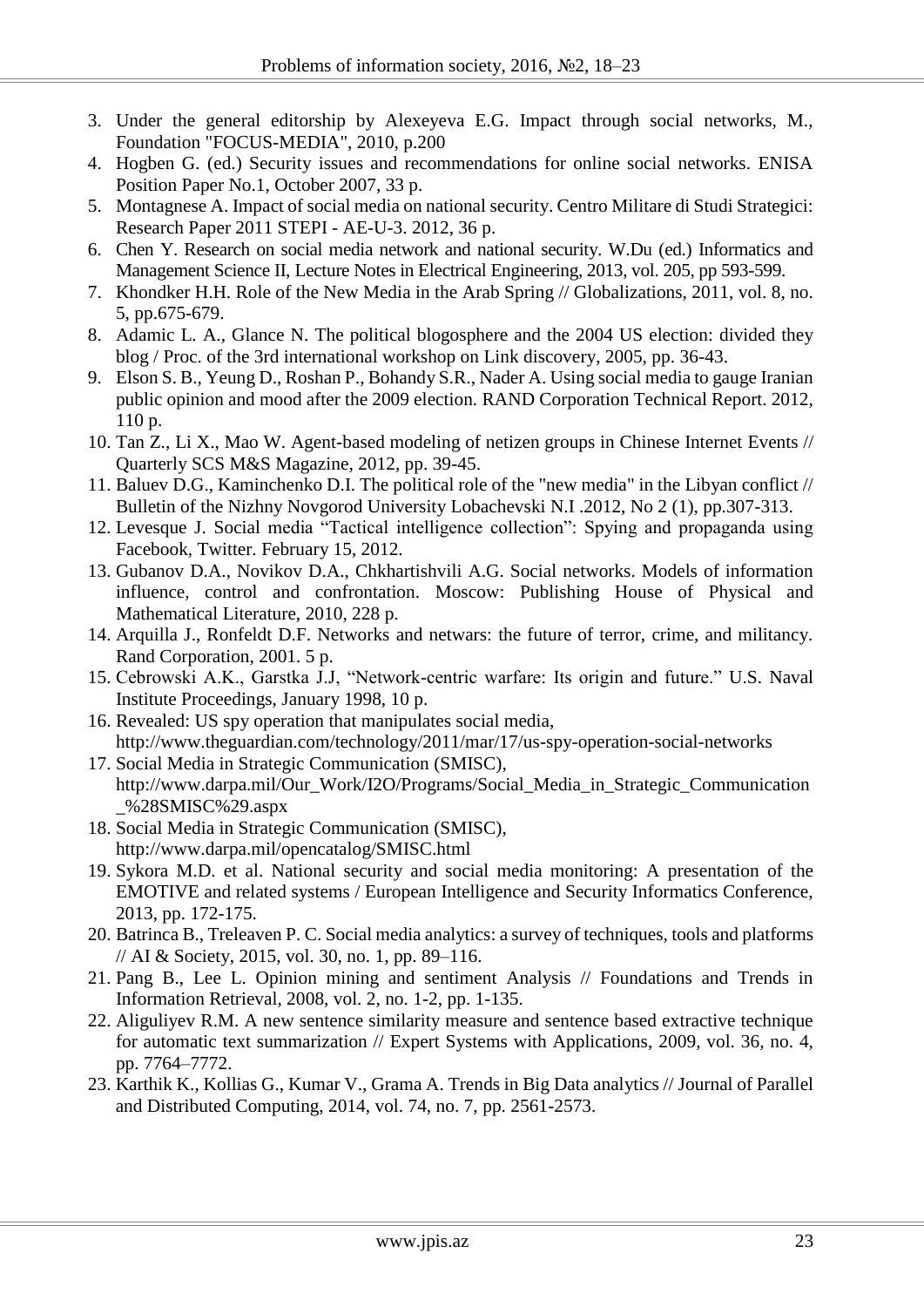3. Under the general editorship by Alexeyeva E.G. Impact through social networks, M., Foundation "FOCUS-MEDIA", 2010, p.200
4. Hogben G. (ed.) Security issues and recommendations for online social networks. ENISA Position Paper No.1, October 2007, 33 p.
5. Montagnese A. Impact of social media on national security. Centro Militare di Studi Strategici: Research Paper 2011 STEPI - AE-U-3. 2012, 36 p.
6. Chen Y. Research on social media network and national security. W.Du (ed.) Informatics and Management Science II, Lecture Notes in Electrical Engineering, 2013, vol. 205, pp 593-599.
7. Khondker H.H. Role of the New Media in the Arab Spring // Globalizations, 2011, vol. 8, no. 5, pp.675-679.
8. Adamic L. A., Glance N. The political blogosphere and the 2004 US election: divided they blog / Proc. of the 3rd international workshop on Link discovery, 2005, pp. 36-43.
9. Elson S. B., Yeung D., Roshan P., Bohandy S.R., Nader A. Using social media to gauge Iranian public opinion and mood after the 2009 election. RAND Corporation Technical Report. 2012, 110 p.
10. Tan Z., Li X., Mao W. Agent-based modeling of netizen groups in Chinese Internet Events // Quarterly SCS M&S Magazine, 2012, pp. 39-45.
11. Baluev D.G., Kaminchenko D.I. The political role of the "new media" in the Libyan conflict // Bulletin of the Nizhny Novgorod University Lobachevski N.I .2012, No 2 (1), pp.307-313.
12. Levesque J. Social media “Tactical intelligence collection”: Spying and propaganda using Facebook, Twitter. February 15, 2012.
13. Gubanov D.A., Novikov D.A., Chkhartishvili A.G. Social networks. Models of information influence, control and confrontation. Moscow: Publishing House of Physical and Mathematical Literature, 2010, 228 p.
14. Arquilla J., Ronfeldt D.F. Networks and netwars: the future of terror, crime, and militancy. Rand Corporation, 2001. 5 p.
15. Cebrowski A.K., Garstka J.J, “Network-centric warfare: Its origin and future.” U.S. Naval Institute Proceedings, January 1998, 10 p.
16. Revealed: US spy operation that manipulates social media, http://www.theguardian.com/technology/2011/mar/17/us-spy-operation-social-networks
17. Social Media in Strategic Communication (SMISC), http://www.darpa.mil/Our_Work/I2O/Programs/Social_Media_in_Strategic_Communication_%28SMISC%29.aspx
18. Social Media in Strategic Communication (SMISC), http://www.darpa.mil/opencatalog/SMISC.html
19. Sykora M.D. et al. National security and social media monitoring: A presentation of the EMOTIVE and related systems / European Intelligence and Security Informatics Conference, 2013, pp. 172-175.
20. Batrinca B., Treleaven P. C. Social media analytics: a survey of techniques, tools and platforms // AI & Society, 2015, vol. 30, no. 1, pp. 89–116.
21. Pang B., Lee L. Opinion mining and sentiment Analysis // Foundations and Trends in Information Retrieval, 2008, vol. 2, no. 1-2, pp. 1-135.
22. Aliguliyev R.M. A new sentence similarity measure and sentence based extractive technique for automatic text summarization // Expert Systems with Applications, 2009, vol. 36, no. 4, pp. 7764–7772.
23. Karthik K., Kollias G., Kumar V., Grama A. Trends in Big Data analytics // Journal of Parallel and Distributed Computing, 2014, vol. 74, no. 7, pp. 2561-2573.